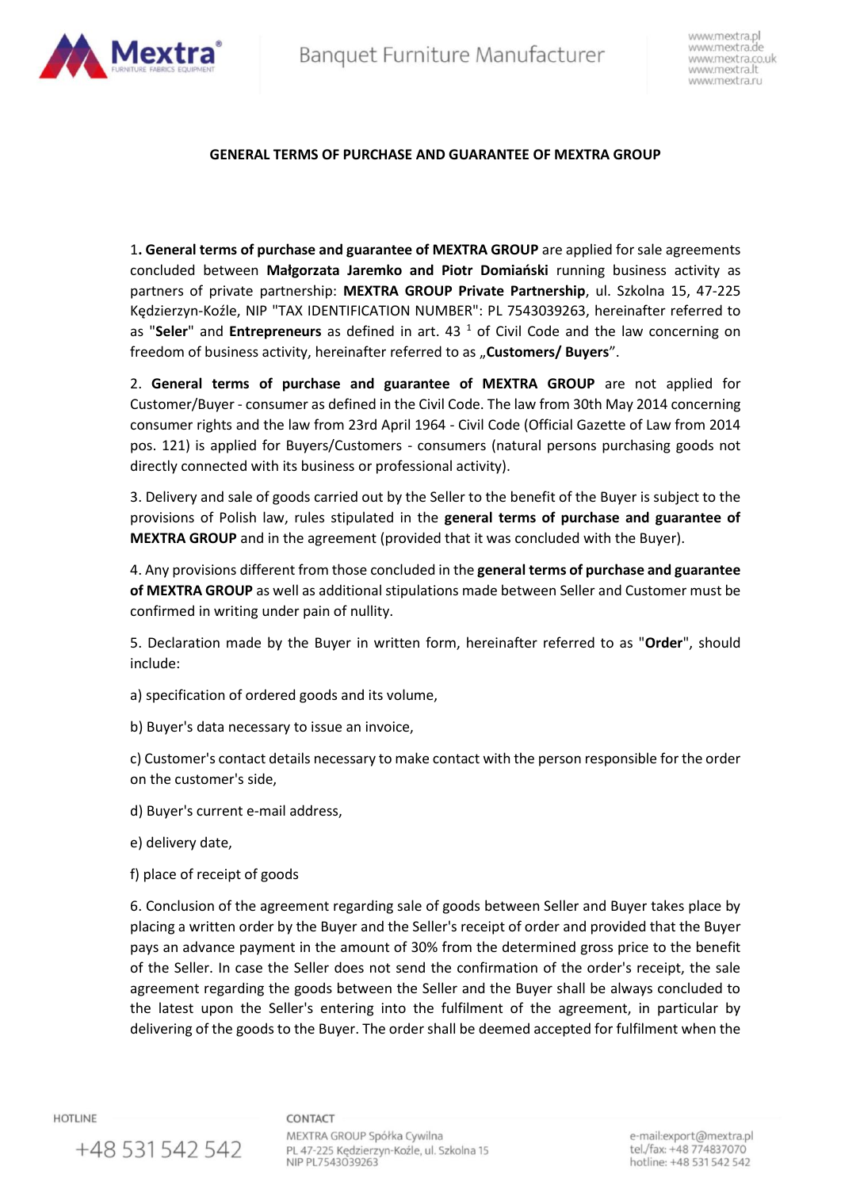## GENERAL TERMS OF PURCHASE AND GUARANTEE OF MEXTRA GROUP

1**. General terms of purchase and guarantee of MEXTRA GROUP** are applied for sale agreements concluded between **Małgorzata Jaremko and Piotr Domiański** running business activity as partners of private partnership: **MEXTRA GROUP Private Partnership**, ul. Szkolna 15, 47-225 Kędzierzyn-Koźle, NIP "TAX IDENTIFICATION NUMBER": PL 7543039263, hereinafter referred to as "**Seler**" and **Entrepreneurs** as defined in art. 43 [1] of Civil Code and the law concerning on freedom of business activity, hereinafter referred to as „**Customers/ Buyers**".

2. **General terms of purchase and guarantee of MEXTRA GROUP** are not applied for Customer/Buyer - consumer as defined in the Civil Code. The law from 30th May 2014 concerning consumer rights and the law from 23rd April 1964 - Civil Code (Official Gazette of Law from 2014 pos. 121) is applied for Buyers/Customers - consumers (natural persons purchasing goods not directly connected with its business or professional activity).

3. Delivery and sale of goods carried out by the Seller to the benefit of the Buyer is subject to the provisions of Polish law, rules stipulated in the **general terms of purchase and guarantee of MEXTRA GROUP** and in the agreement (provided that it was concluded with the Buyer).

4. Any provisions different from those concluded in the **general terms of purchase and guarantee of MEXTRA GROUP** as well as additional stipulations made between Seller and Customer must be confirmed in writing under pain of nullity.

5. Declaration made by the Buyer in written form, hereinafter referred to as "**Order**", should include:

a) specification of ordered goods and its volume,

b) Buyer's data necessary to issue an invoice,

c) Customer's contact details necessary to make contact with the person responsible for the order on the customer's side,

d) Buyer's current e-mail address,

e) delivery date,

f) place of receipt of goods

6. Conclusion of the agreement regarding sale of goods between Seller and Buyer takes place by placing a written order by the Buyer and the Seller's receipt of order and provided that the Buyer pays an advance payment in the amount of 30% from the determined gross price to the benefit of the Seller. In case the Seller does not send the confirmation of the order's receipt, the sale agreement regarding the goods between the Seller and the Buyer shall be always concluded to the latest upon the Seller's entering into the fulfilment of the agreement, in particular by delivering of the goods to the Buyer. The order shall be deemed accepted for fulfilment when the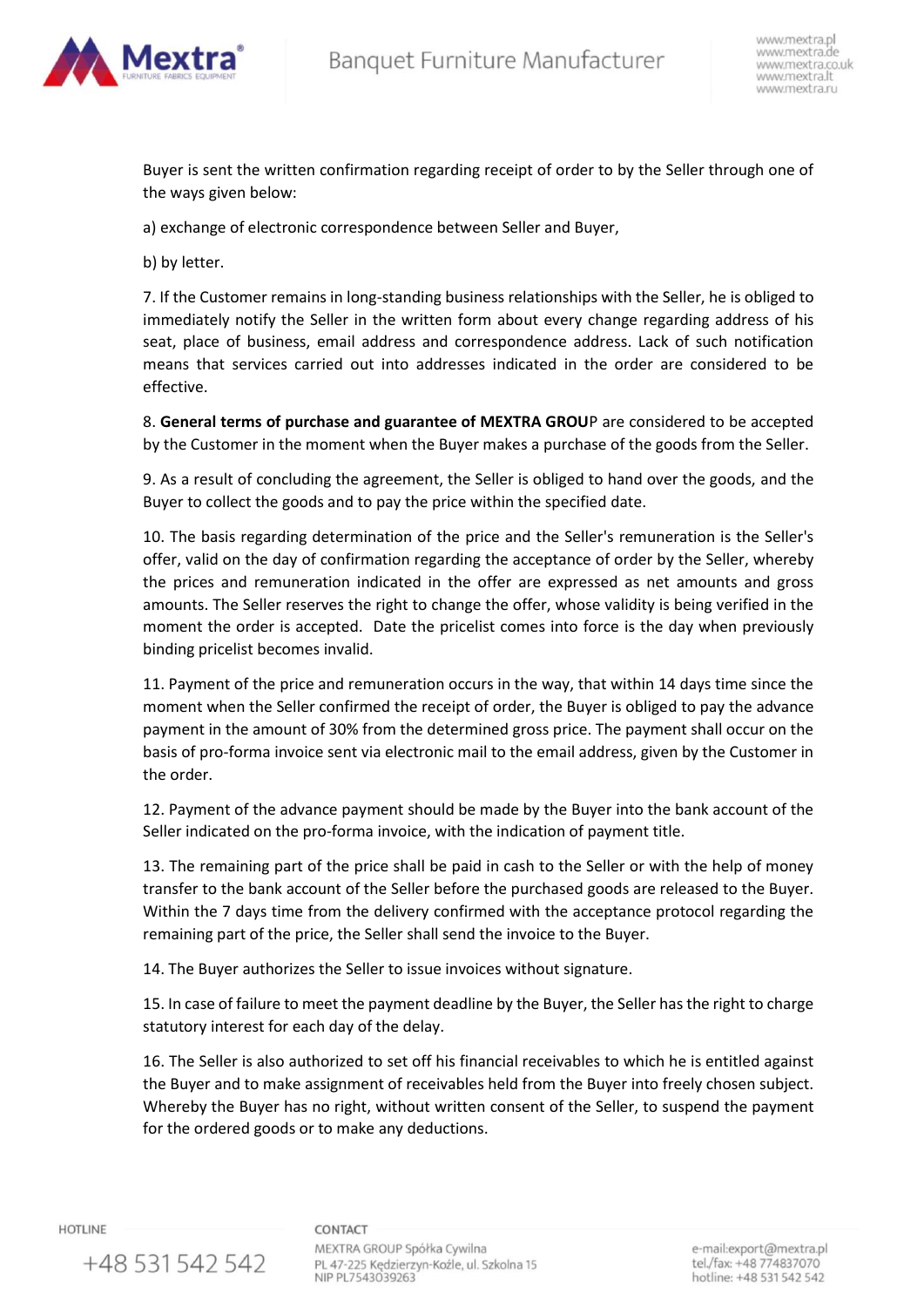Buyer is sent the written confirmation regarding receipt of order to by the Seller through one of the ways given below:

a) exchange of electronic correspondence between Seller and Buyer,

b) by letter.

7. If the Customer remains in long-standing business relationships with the Seller, he is obliged to immediately notify the Seller in the written form about every change regarding address of his seat, place of business, email address and correspondence address. Lack of such notification means that services carried out into addresses indicated in the order are considered to be effective.

8. **General terms of purchase and guarantee of MEXTRA GROU**P are considered to be accepted by the Customer in the moment when the Buyer makes a purchase of the goods from the Seller.

9. As a result of concluding the agreement, the Seller is obliged to hand over the goods, and the Buyer to collect the goods and to pay the price within the specified date.

10. The basis regarding determination of the price and the Seller's remuneration is the Seller's offer, valid on the day of confirmation regarding the acceptance of order by the Seller, whereby the prices and remuneration indicated in the offer are expressed as net amounts and gross amounts. The Seller reserves the right to change the offer, whose validity is being verified in the moment the order is accepted. Date the pricelist comes into force is the day when previously binding pricelist becomes invalid.

11. Payment of the price and remuneration occurs in the way, that within 14 days time since the moment when the Seller confirmed the receipt of order, the Buyer is obliged to pay the advance payment in the amount of 30% from the determined gross price. The payment shall occur on the basis of pro-forma invoice sent via electronic mail to the email address, given by the Customer in the order.

12. Payment of the advance payment should be made by the Buyer into the bank account of the Seller indicated on the pro-forma invoice, with the indication of payment title.

13. The remaining part of the price shall be paid in cash to the Seller or with the help of money transfer to the bank account of the Seller before the purchased goods are released to the Buyer. Within the 7 days time from the delivery confirmed with the acceptance protocol regarding the remaining part of the price, the Seller shall send the invoice to the Buyer.

14. The Buyer authorizes the Seller to issue invoices without signature.

15. In case of failure to meet the payment deadline by the Buyer, the Seller has the right to charge statutory interest for each day of the delay.

16. The Seller is also authorized to set off his financial receivables to which he is entitled against the Buyer and to make assignment of receivables held from the Buyer into freely chosen subject. Whereby the Buyer has no right, without written consent of the Seller, to suspend the payment for the ordered goods or to make any deductions.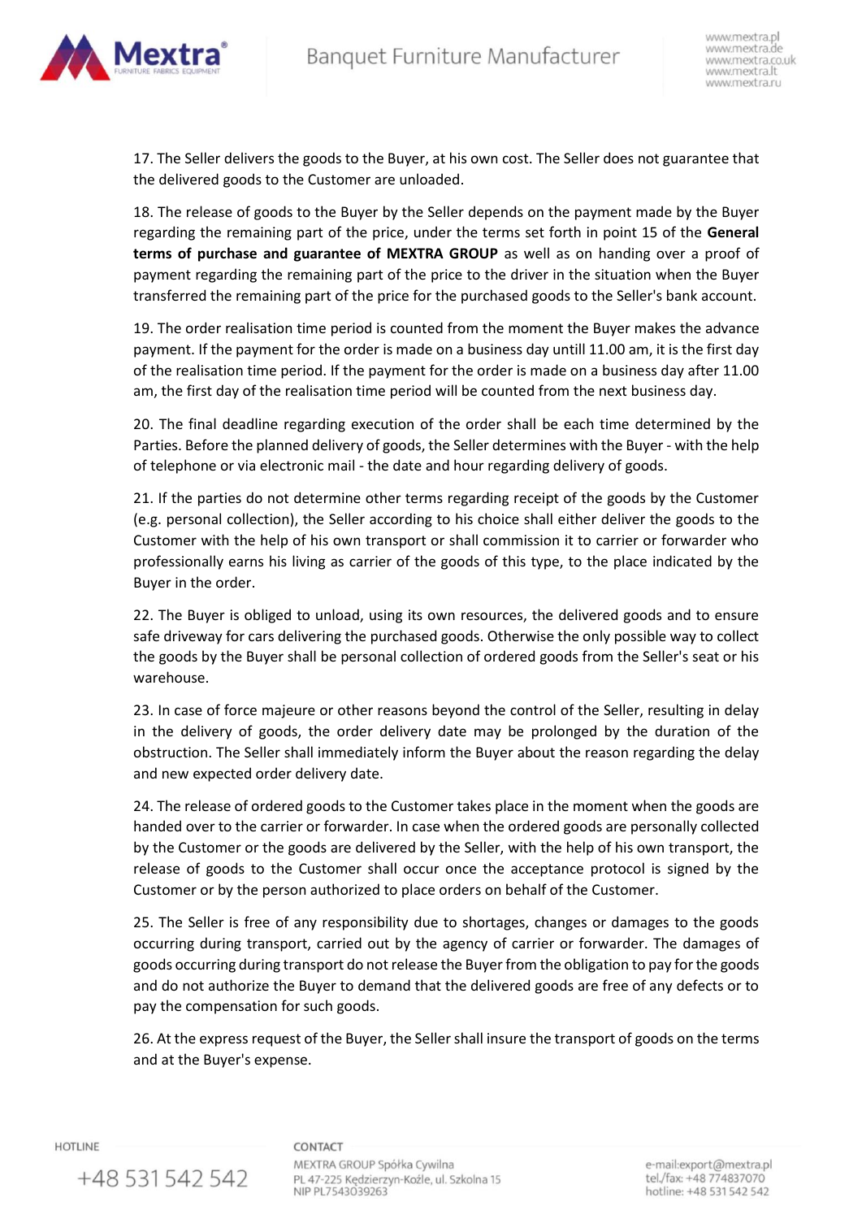17. The Seller delivers the goods to the Buyer, at his own cost. The Seller does not guarantee that the delivered goods to the Customer are unloaded.

18. The release of goods to the Buyer by the Seller depends on the payment made by the Buyer regarding the remaining part of the price, under the terms set forth in point 15 of the **General terms of purchase and guarantee of MEXTRA GROUP** as well as on handing over a proof of payment regarding the remaining part of the price to the driver in the situation when the Buyer transferred the remaining part of the price for the purchased goods to the Seller's bank account.

19. The order realisation time period is counted from the moment the Buyer makes the advance payment. If the payment for the order is made on a business day untill 11.00 am, it is the first day of the realisation time period. If the payment for the order is made on a business day after 11.00 am, the first day of the realisation time period will be counted from the next business day.

20. The final deadline regarding execution of the order shall be each time determined by the Parties. Before the planned delivery of goods, the Seller determines with the Buyer - with the help of telephone or via electronic mail - the date and hour regarding delivery of goods.

21. If the parties do not determine other terms regarding receipt of the goods by the Customer (e.g. personal collection), the Seller according to his choice shall either deliver the goods to the Customer with the help of his own transport or shall commission it to carrier or forwarder who professionally earns his living as carrier of the goods of this type, to the place indicated by the Buyer in the order.

22. The Buyer is obliged to unload, using its own resources, the delivered goods and to ensure safe driveway for cars delivering the purchased goods. Otherwise the only possible way to collect the goods by the Buyer shall be personal collection of ordered goods from the Seller's seat or his warehouse.

23. In case of force majeure or other reasons beyond the control of the Seller, resulting in delay in the delivery of goods, the order delivery date may be prolonged by the duration of the obstruction. The Seller shall immediately inform the Buyer about the reason regarding the delay and new expected order delivery date.

24. The release of ordered goods to the Customer takes place in the moment when the goods are handed over to the carrier or forwarder. In case when the ordered goods are personally collected by the Customer or the goods are delivered by the Seller, with the help of his own transport, the release of goods to the Customer shall occur once the acceptance protocol is signed by the Customer or by the person authorized to place orders on behalf of the Customer.

25. The Seller is free of any responsibility due to shortages, changes or damages to the goods occurring during transport, carried out by the agency of carrier or forwarder. The damages of goods occurring during transport do not release the Buyer from the obligation to pay for the goods and do not authorize the Buyer to demand that the delivered goods are free of any defects or to pay the compensation for such goods.

26. At the express request of the Buyer, the Seller shall insure the transport of goods on the terms and at the Buyer's expense.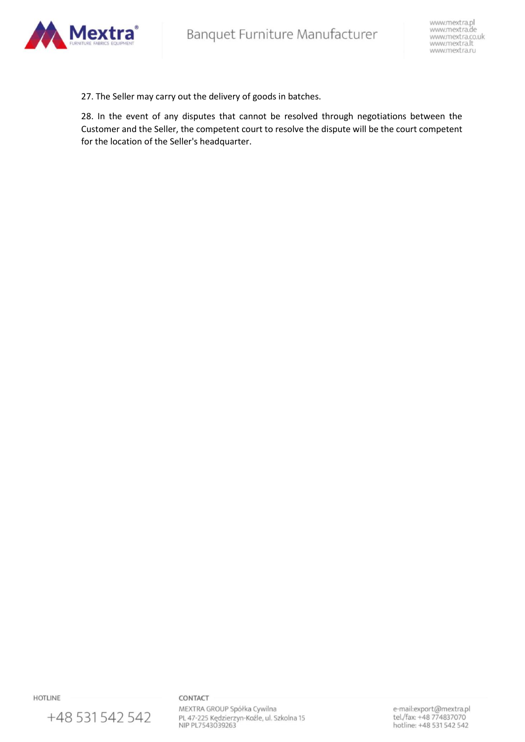27. The Seller may carry out the delivery of goods in batches.

28. In the event of any disputes that cannot be resolved through negotiations between the Customer and the Seller, the competent court to resolve the dispute will be the court competent for the location of the Seller's headquarter.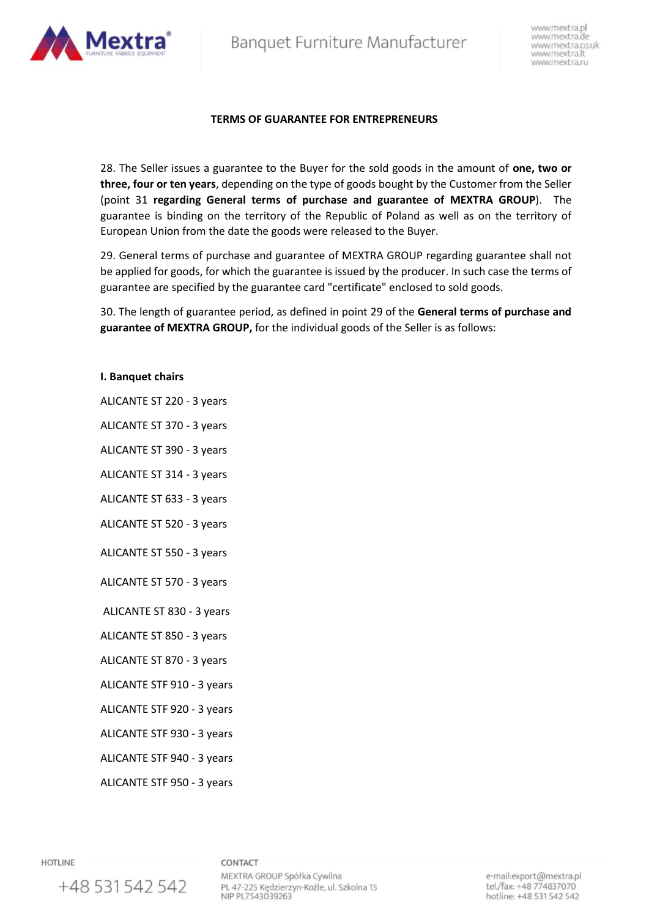**TERMS OF GUARANTEE FOR ENTREPRENEURS**

28. The Seller issues a guarantee to the Buyer for the sold goods in the amount of **one, two or three, four or ten years**, depending on the type of goods bought by the Customer from the Seller (point 31 **regarding General terms of purchase and guarantee of MEXTRA GROUP**). The guarantee is binding on the territory of the Republic of Poland as well as on the territory of European Union from the date the goods were released to the Buyer.

29. General terms of purchase and guarantee of MEXTRA GROUP regarding guarantee shall not be applied for goods, for which the guarantee is issued by the producer. In such case the terms of guarantee are specified by the guarantee card "certificate" enclosed to sold goods.

30. The length of guarantee period, as defined in point 29 of the **General terms of purchase and guarantee of MEXTRA GROUP,** for the individual goods of the Seller is as follows:

**I. Banquet chairs**

ALICANTE ST 220 - 3 years

ALICANTE ST 370 - 3 years

ALICANTE ST 390 - 3 years

ALICANTE ST 314 - 3 years

ALICANTE ST 633 - 3 years

ALICANTE ST 520 - 3 years

ALICANTE ST 550 - 3 years

ALICANTE ST 570 - 3 years

ALICANTE ST 830 - 3 years

ALICANTE ST 850 - 3 years

ALICANTE ST 870 - 3 years

ALICANTE STF 910 - 3 years

ALICANTE STF 920 - 3 years

ALICANTE STF 930 - 3 years

ALICANTE STF 940 - 3 years

ALICANTE STF 950 - 3 years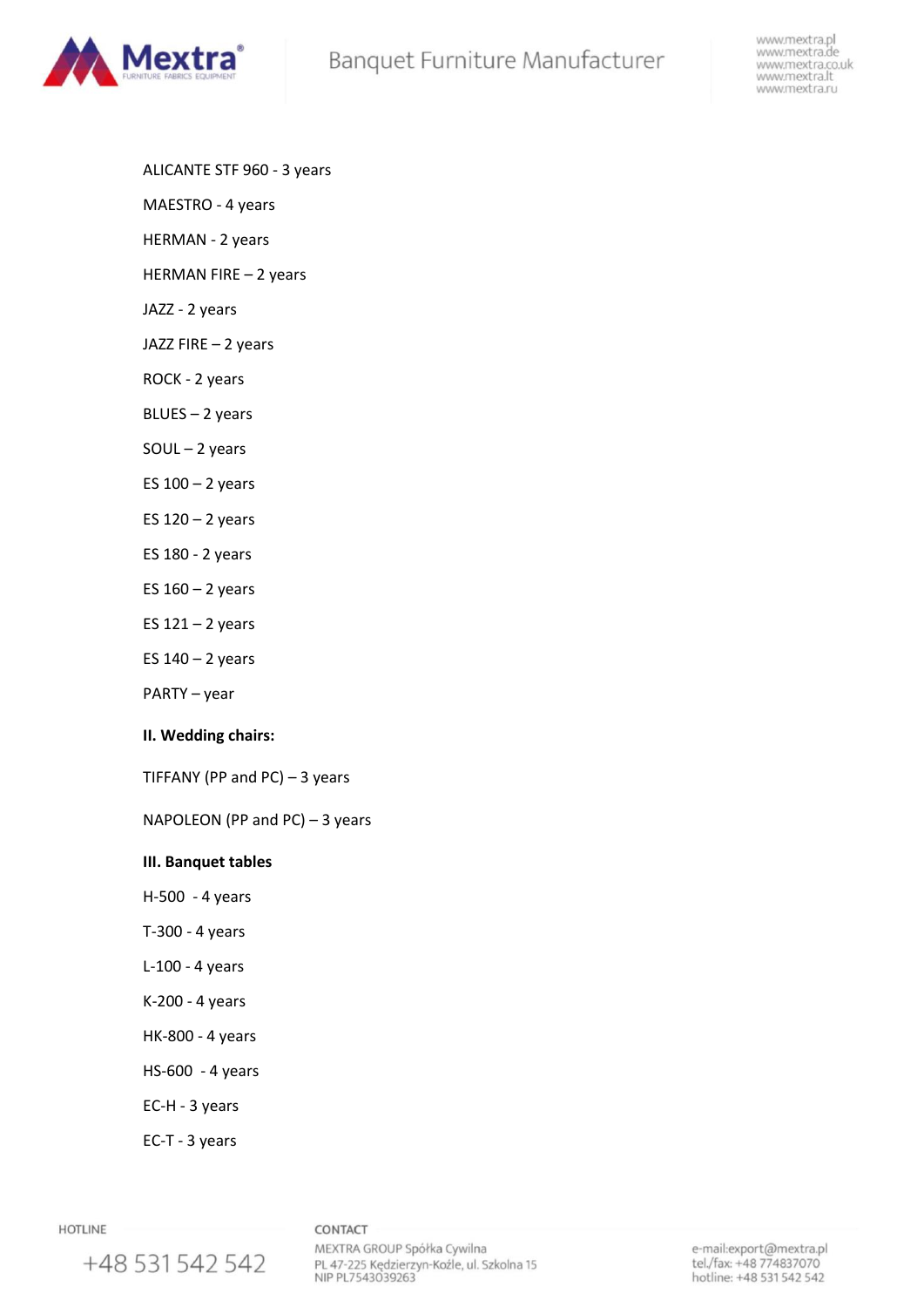ALICANTE STF 960 - 3 years

MAESTRO - 4 years

HERMAN - 2 years

HERMAN FIRE – 2 years

JAZZ - 2 years

JAZZ FIRE – 2 years

ROCK - 2 years

BLUES – 2 years

SOUL – 2 years

ES 100 – 2 years

ES 120 – 2 years

ES 180 - 2 years

ES 160 – 2 years

ES 121 – 2 years

ES 140 – 2 years

PARTY – year

**II. Wedding chairs:**

TIFFANY (PP and PC) – 3 years

NAPOLEON (PP and PC) – 3 years

**III. Banquet tables**

H-500 - 4 years

T-300 - 4 years

L-100 - 4 years

K-200 - 4 years

HK-800 - 4 years

HS-600 - 4 years

EC-H - 3 years

EC-T - 3 years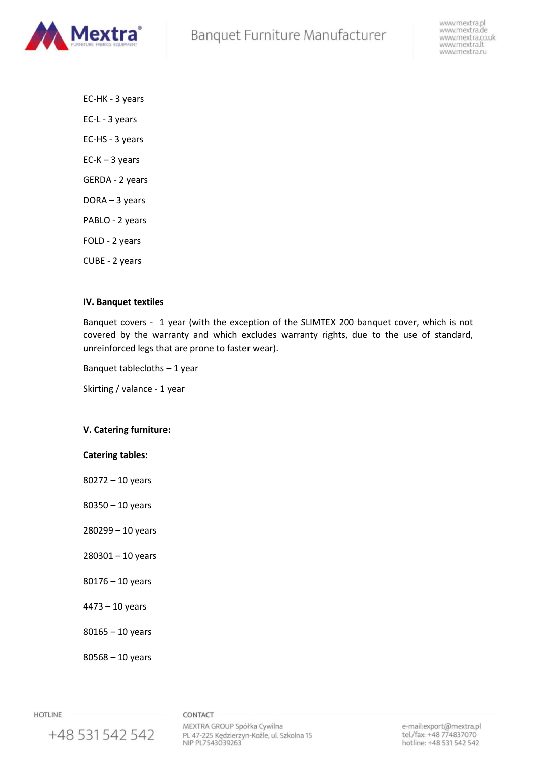EC-HK - 3 years

EC-L - 3 years

EC-HS - 3 years

EC-K – 3 years

GERDA - 2 years

DORA – 3 years

PABLO - 2 years

FOLD - 2 years

CUBE - 2 years

**IV. Banquet textiles**

Banquet covers - 1 year (with the exception of the SLIMTEX 200 banquet cover, which is not covered by the warranty and which excludes warranty rights, due to the use of standard, unreinforced legs that are prone to faster wear).

Banquet tablecloths – 1 year

Skirting / valance - 1 year

**V. Catering furniture:**

**Catering tables:**

80272 – 10 years

80350 – 10 years

280299 – 10 years

280301 – 10 years

80176 – 10 years

4473 – 10 years

80165 – 10 years

80568 – 10 years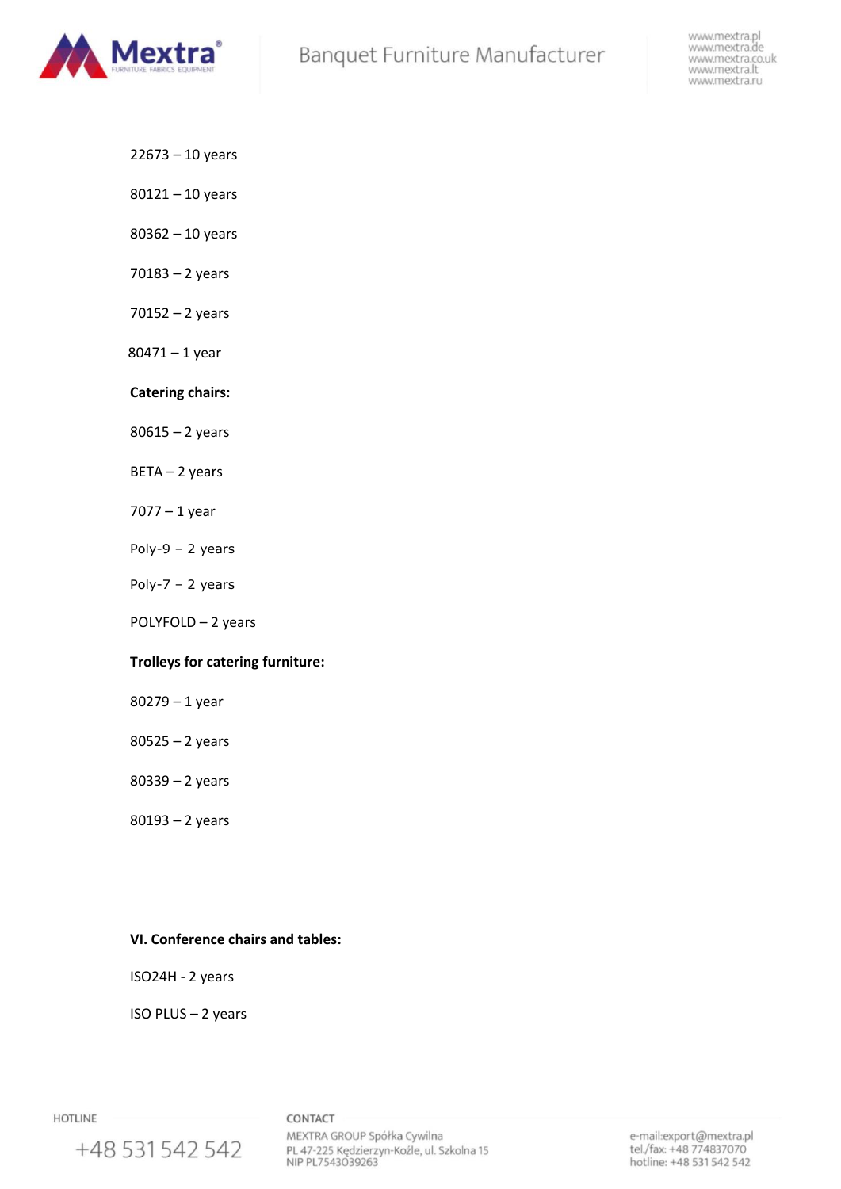22673 – 10 years

80121 – 10 years

80362 – 10 years

70183 – 2 years

70152 – 2 years

80471 – 1 year

**Catering chairs:**

80615 – 2 years

BETA – 2 years

7077 – 1 year

Poly-9 – 2 years

Poly-7 – 2 years

POLYFOLD – 2 years

**Trolleys for catering furniture:**

80279 – 1 year

80525 – 2 years

80339 – 2 years

80193 – 2 years

**VI. Conference chairs and tables:**

ISO24H - 2 years

ISO PLUS – 2 years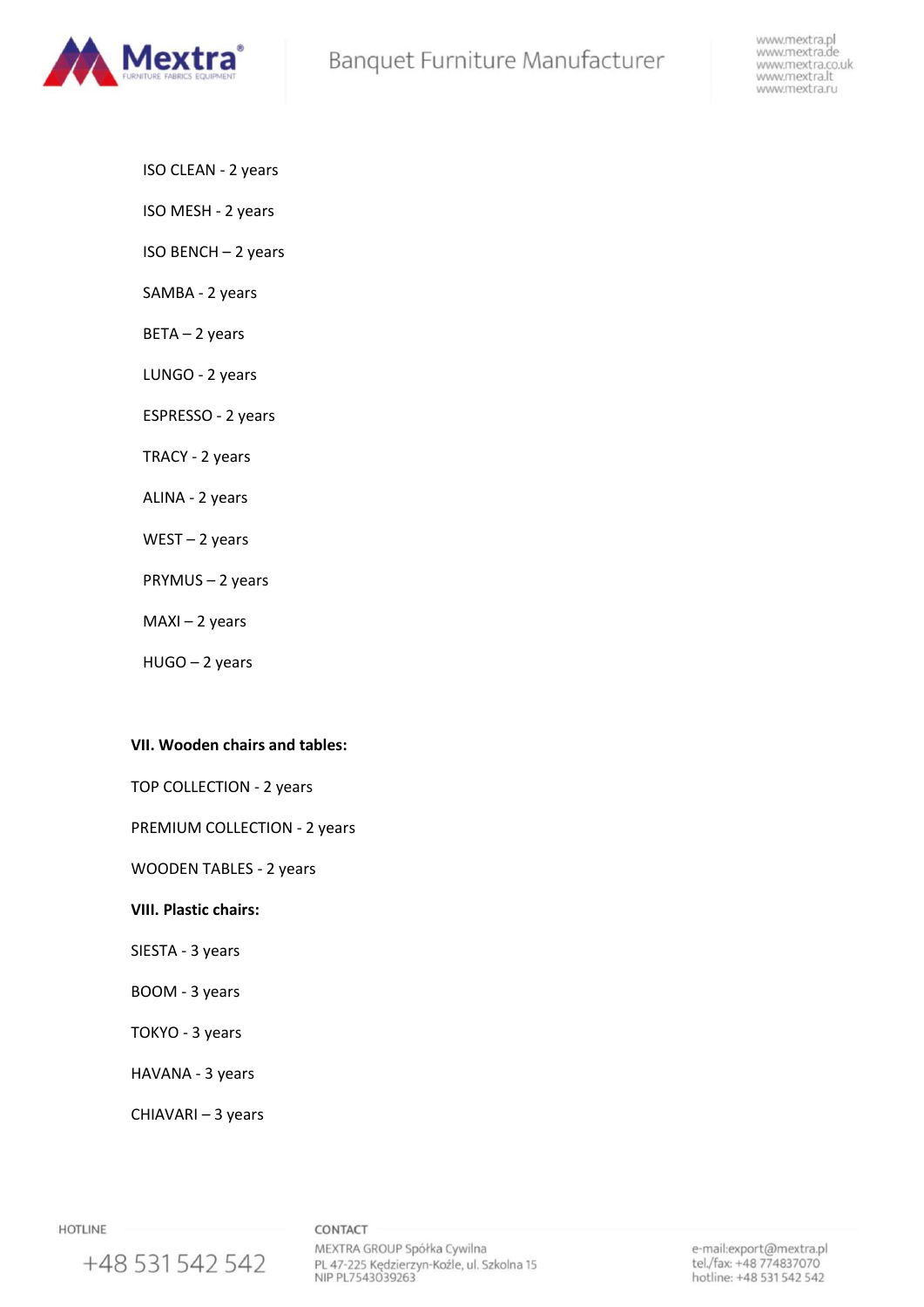ISO CLEAN - 2 years

ISO MESH - 2 years

ISO BENCH – 2 years

SAMBA - 2 years

BETA – 2 years

LUNGO - 2 years

ESPRESSO - 2 years

TRACY - 2 years

ALINA - 2 years

WEST – 2 years

PRYMUS – 2 years

MAXI – 2 years

HUGO – 2 years

**VII. Wooden chairs and tables:**

TOP COLLECTION - 2 years

PREMIUM COLLECTION - 2 years

WOODEN TABLES - 2 years

**VIII. Plastic chairs:**

SIESTA - 3 years

BOOM - 3 years

TOKYO - 3 years

HAVANA - 3 years

CHIAVARI – 3 years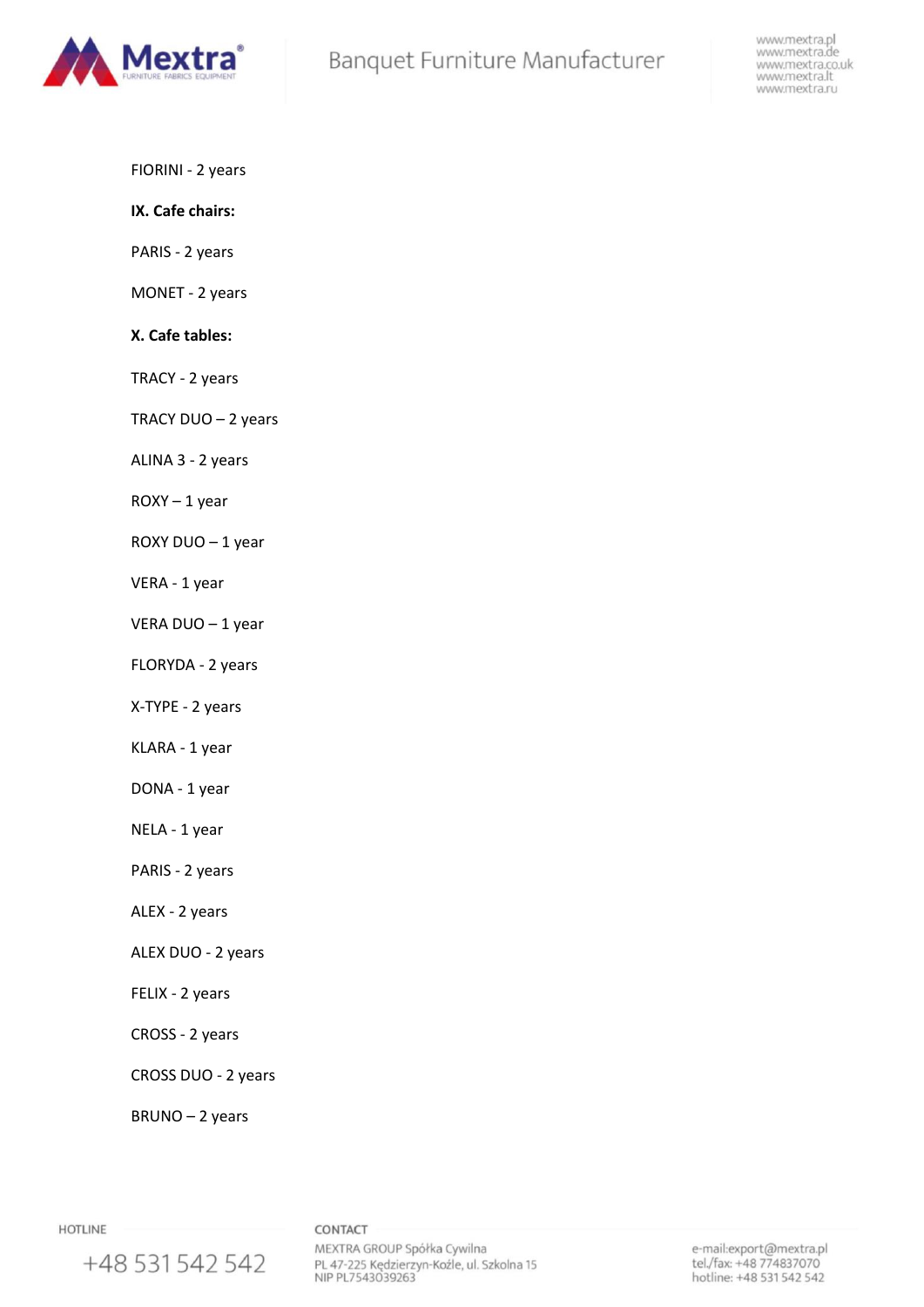FIORINI - 2 years

**IX. Cafe chairs:**

PARIS - 2 years

MONET - 2 years

**X. Cafe tables:**

TRACY - 2 years

TRACY DUO – 2 years

ALINA 3 - 2 years

ROXY – 1 year

ROXY DUO – 1 year

VERA - 1 year

VERA DUO – 1 year

FLORYDA - 2 years

X-TYPE - 2 years

KLARA - 1 year

DONA - 1 year

NELA - 1 year

PARIS - 2 years

ALEX - 2 years

ALEX DUO - 2 years

FELIX - 2 years

CROSS - 2 years

CROSS DUO - 2 years

BRUNO – 2 years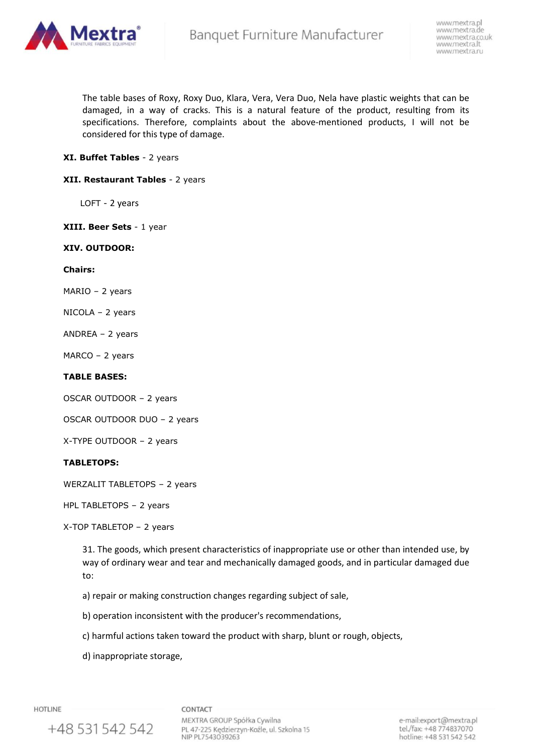The table bases of Roxy, Roxy Duo, Klara, Vera, Vera Duo, Nela have plastic weights that can be damaged, in a way of cracks. This is a natural feature of the product, resulting from its specifications. Therefore, complaints about the above-mentioned products, I will not be considered for this type of damage.

**XI. Buffet Tables** - 2 years

**XII. Restaurant Tables** - 2 years

LOFT - 2 years

**XIII. Beer Sets** - 1 year

**XIV. OUTDOOR:**

**Chairs:**

MARIO – 2 years

NICOLA – 2 years

ANDREA – 2 years

MARCO – 2 years

**TABLE BASES:**

OSCAR OUTDOOR – 2 years

OSCAR OUTDOOR DUO – 2 years

X-TYPE OUTDOOR – 2 years

**TABLETOPS:**

WERZALIT TABLETOPS – 2 years

HPL TABLETOPS – 2 years

X-TOP TABLETOP – 2 years

31. The goods, which present characteristics of inappropriate use or other than intended use, by way of ordinary wear and tear and mechanically damaged goods, and in particular damaged due to:

a) repair or making construction changes regarding subject of sale,

b) operation inconsistent with the producer's recommendations,

c) harmful actions taken toward the product with sharp, blunt or rough, objects,

d) inappropriate storage,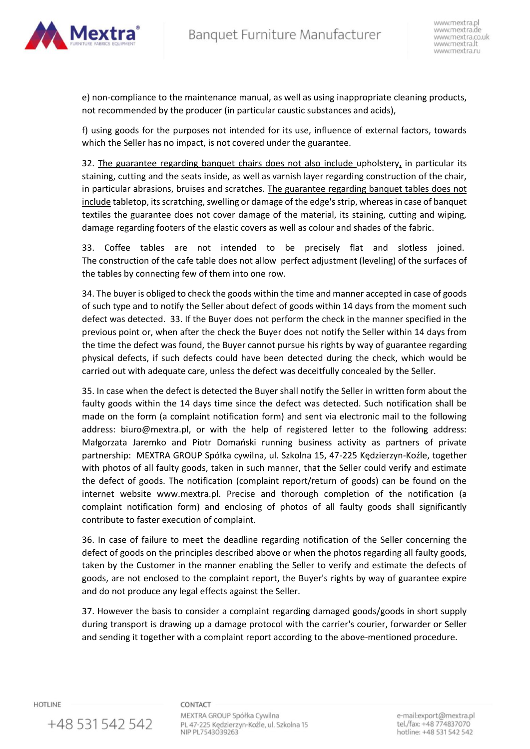e) non-compliance to the maintenance manual, as well as using inappropriate cleaning products, not recommended by the producer (in particular caustic substances and acids),

f) using goods for the purposes not intended for its use, influence of external factors, towards which the Seller has no impact, is not covered under the guarantee.

32. <u>The guarantee regarding banquet chairs does not also include</u> upholstery, in particular its staining, cutting and the seats inside, as well as varnish layer regarding construction of the chair, in particular abrasions, bruises and scratches. <u>The guarantee regarding banquet tables does not include</u> tabletop, its scratching, swelling or damage of the edge's strip, whereas in case of banquet textiles the guarantee does not cover damage of the material, its staining, cutting and wiping, damage regarding footers of the elastic covers as well as colour and shades of the fabric.

33. Coffee tables are not intended to be precisely flat and slotless joined. The construction of the cafe table does not allow perfect adjustment (leveling) of the surfaces of the tables by connecting few of them into one row.

34. The buyer is obliged to check the goods within the time and manner accepted in case of goods of such type and to notify the Seller about defect of goods within 14 days from the moment such defect was detected. 33. If the Buyer does not perform the check in the manner specified in the previous point or, when after the check the Buyer does not notify the Seller within 14 days from the time the defect was found, the Buyer cannot pursue his rights by way of guarantee regarding physical defects, if such defects could have been detected during the check, which would be carried out with adequate care, unless the defect was deceitfully concealed by the Seller.

35. In case when the defect is detected the Buyer shall notify the Seller in written form about the faulty goods within the 14 days time since the defect was detected. Such notification shall be made on the form (a complaint notification form) and sent via electronic mail to the following address: biuro@mextra.pl, or with the help of registered letter to the following address: Małgorzata Jaremko and Piotr Domański running business activity as partners of private partnership: MEXTRA GROUP Spółka cywilna, ul. Szkolna 15, 47-225 Kędzierzyn-Koźle, together with photos of all faulty goods, taken in such manner, that the Seller could verify and estimate the defect of goods. The notification (complaint report/return of goods) can be found on the internet website www.mextra.pl. Precise and thorough completion of the notification (a complaint notification form) and enclosing of photos of all faulty goods shall significantly contribute to faster execution of complaint.

36. In case of failure to meet the deadline regarding notification of the Seller concerning the defect of goods on the principles described above or when the photos regarding all faulty goods, taken by the Customer in the manner enabling the Seller to verify and estimate the defects of goods, are not enclosed to the complaint report, the Buyer's rights by way of guarantee expire and do not produce any legal effects against the Seller.

37. However the basis to consider a complaint regarding damaged goods/goods in short supply during transport is drawing up a damage protocol with the carrier's courier, forwarder or Seller and sending it together with a complaint report according to the above-mentioned procedure.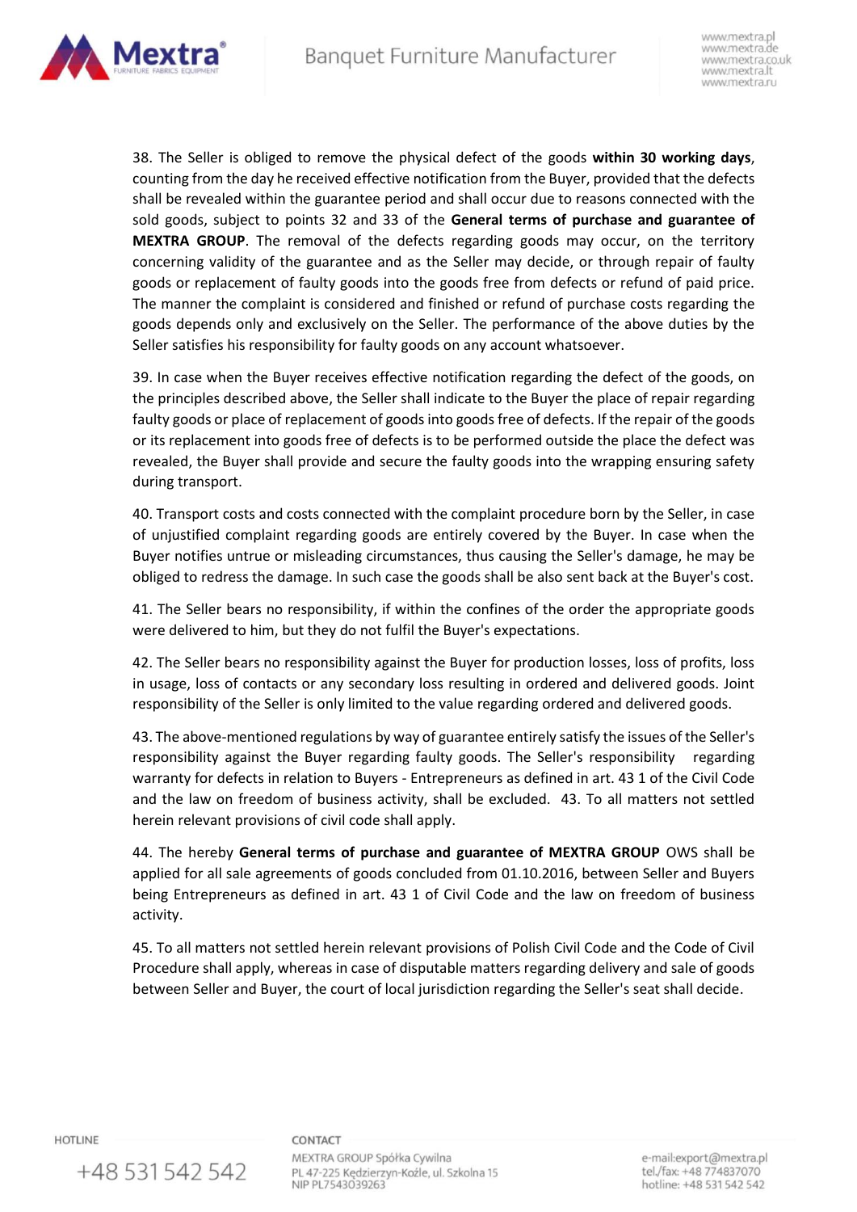38. The Seller is obliged to remove the physical defect of the goods **within 30 working days**, counting from the day he received effective notification from the Buyer, provided that the defects shall be revealed within the guarantee period and shall occur due to reasons connected with the sold goods, subject to points 32 and 33 of the **General terms of purchase and guarantee of MEXTRA GROUP**. The removal of the defects regarding goods may occur, on the territory concerning validity of the guarantee and as the Seller may decide, or through repair of faulty goods or replacement of faulty goods into the goods free from defects or refund of paid price. The manner the complaint is considered and finished or refund of purchase costs regarding the goods depends only and exclusively on the Seller. The performance of the above duties by the Seller satisfies his responsibility for faulty goods on any account whatsoever.

39. In case when the Buyer receives effective notification regarding the defect of the goods, on the principles described above, the Seller shall indicate to the Buyer the place of repair regarding faulty goods or place of replacement of goods into goods free of defects. If the repair of the goods or its replacement into goods free of defects is to be performed outside the place the defect was revealed, the Buyer shall provide and secure the faulty goods into the wrapping ensuring safety during transport.

40. Transport costs and costs connected with the complaint procedure born by the Seller, in case of unjustified complaint regarding goods are entirely covered by the Buyer. In case when the Buyer notifies untrue or misleading circumstances, thus causing the Seller's damage, he may be obliged to redress the damage. In such case the goods shall be also sent back at the Buyer's cost.

41. The Seller bears no responsibility, if within the confines of the order the appropriate goods were delivered to him, but they do not fulfil the Buyer's expectations.

42. The Seller bears no responsibility against the Buyer for production losses, loss of profits, loss in usage, loss of contacts or any secondary loss resulting in ordered and delivered goods. Joint responsibility of the Seller is only limited to the value regarding ordered and delivered goods.

43. The above-mentioned regulations by way of guarantee entirely satisfy the issues of the Seller's responsibility against the Buyer regarding faulty goods. The Seller's responsibility regarding warranty for defects in relation to Buyers - Entrepreneurs as defined in art. 43 1 of the Civil Code and the law on freedom of business activity, shall be excluded. 43. To all matters not settled herein relevant provisions of civil code shall apply.

44. The hereby **General terms of purchase and guarantee of MEXTRA GROUP** OWS shall be applied for all sale agreements of goods concluded from 01.10.2016, between Seller and Buyers being Entrepreneurs as defined in art. 43 1 of Civil Code and the law on freedom of business activity.

45. To all matters not settled herein relevant provisions of Polish Civil Code and the Code of Civil Procedure shall apply, whereas in case of disputable matters regarding delivery and sale of goods between Seller and Buyer, the court of local jurisdiction regarding the Seller's seat shall decide.